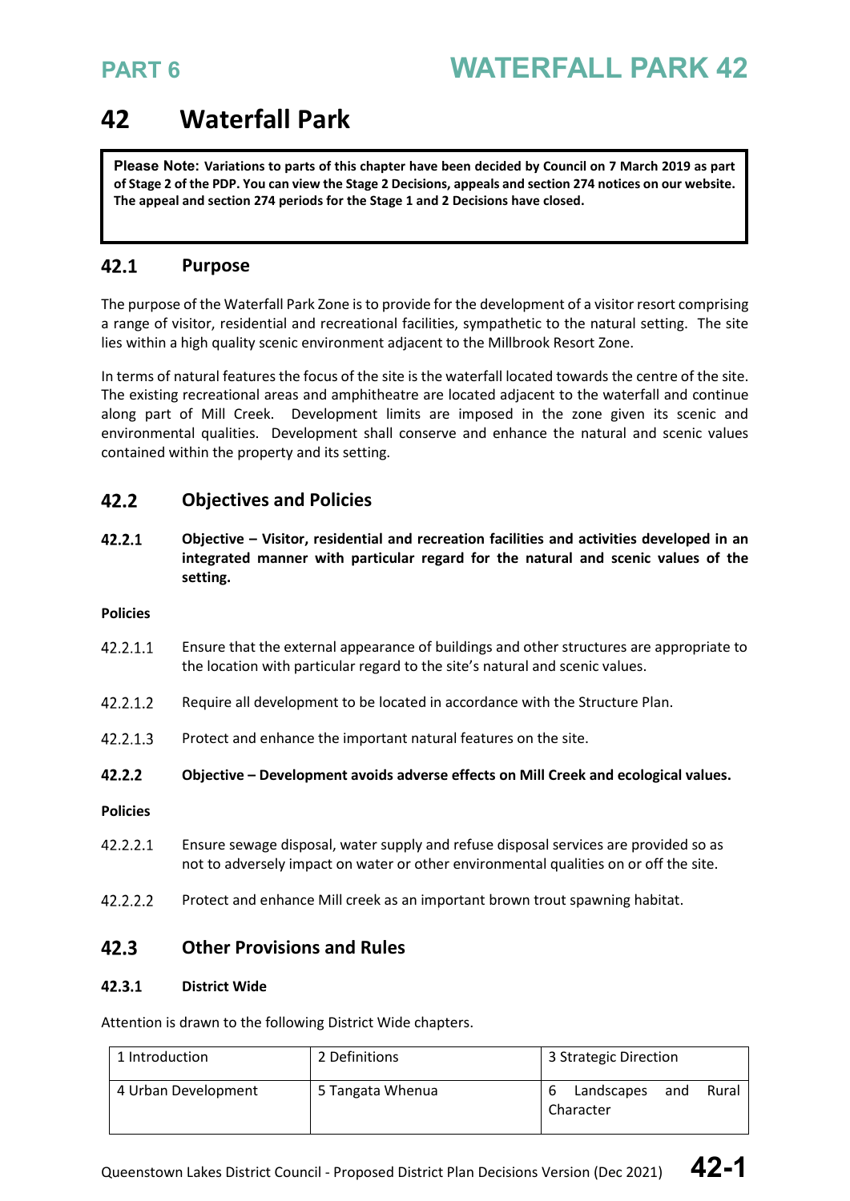# 42 Waterfall Park

> **Please Note: Variations to parts of this chapter have been decided by Council on 7 March 2019 as part of Stage 2 of the PDP. You can view the Stage 2 Decisions, appeals and section 274 notices on our website. The appeal and section 274 periods for the Stage 1 and 2 Decisions have closed.**

## 42.1 Purpose

The purpose of the Waterfall Park Zone is to provide for the development of a visitor resort comprising a range of visitor, residential and recreational facilities, sympathetic to the natural setting. The site lies within a high quality scenic environment adjacent to the Millbrook Resort Zone.

In terms of natural features the focus of the site is the waterfall located towards the centre of the site. The existing recreational areas and amphitheatre are located adjacent to the waterfall and continue along part of Mill Creek. Development limits are imposed in the zone given its scenic and environmental qualities. Development shall conserve and enhance the natural and scenic values contained within the property and its setting.

## 42.2 Objectives and Policies

**42.2.1 Objective – Visitor, residential and recreation facilities and activities developed in an integrated manner with particular regard for the natural and scenic values of the setting.**

**Policies**

42.2.1.1 Ensure that the external appearance of buildings and other structures are appropriate to the location with particular regard to the site's natural and scenic values.

42.2.1.2 Require all development to be located in accordance with the Structure Plan.

42.2.1.3 Protect and enhance the important natural features on the site.

**42.2.2 Objective – Development avoids adverse effects on Mill Creek and ecological values.**

**Policies**

42.2.2.1 Ensure sewage disposal, water supply and refuse disposal services are provided so as not to adversely impact on water or other environmental qualities on or off the site.

42.2.2.2 Protect and enhance Mill creek as an important brown trout spawning habitat.

## 42.3 Other Provisions and Rules

### 42.3.1 District Wide

Attention is drawn to the following District Wide chapters.

| 1 Introduction | 2 Definitions | 3 Strategic Direction |
|---|---|---|
| 4 Urban Development | 5 Tangata Whenua | 6 Landscapes and Rural Character |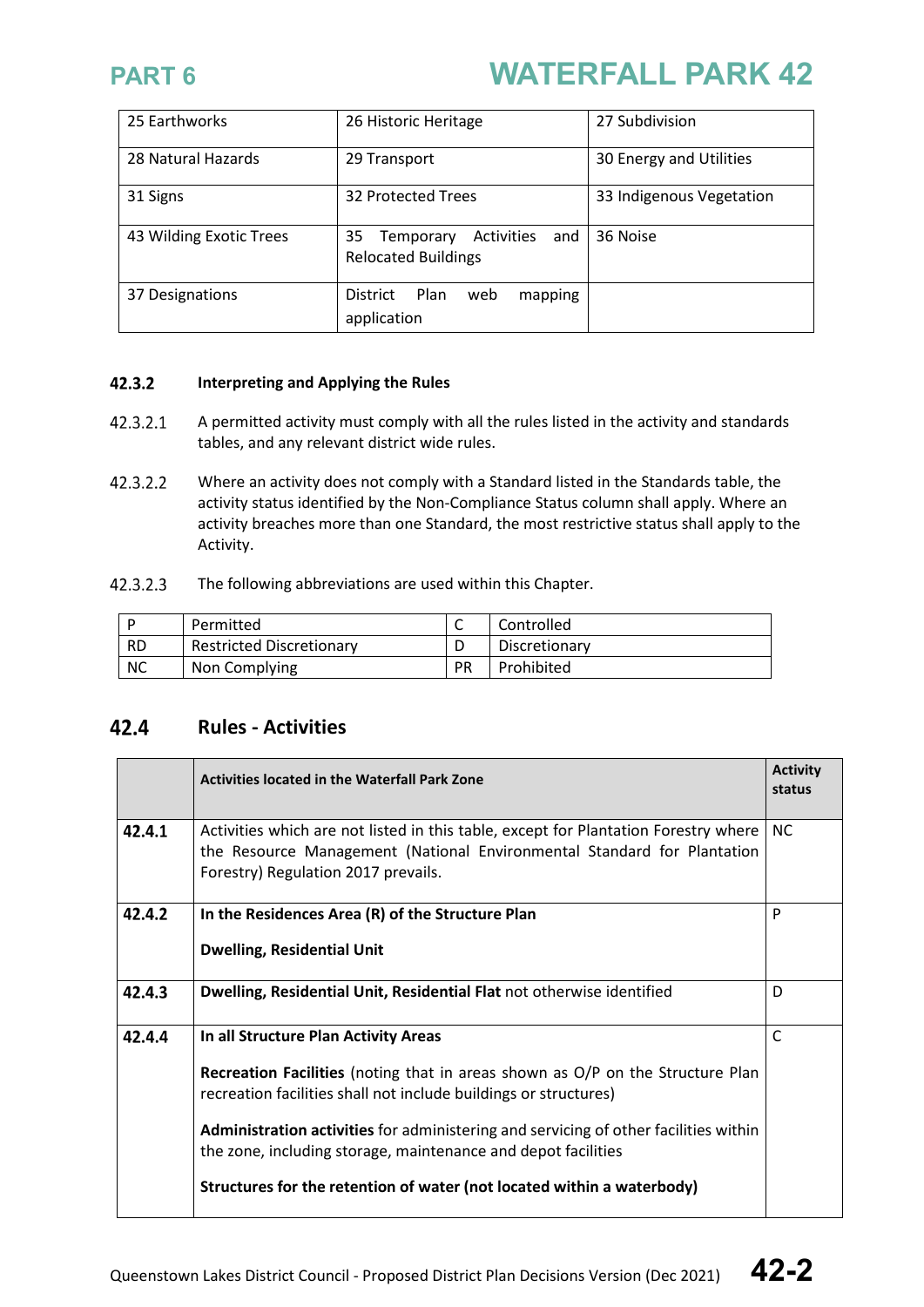| 25 Earthworks | 26 Historic Heritage | 27 Subdivision |
|---|---|---|
| 28 Natural Hazards | 29 Transport | 30 Energy and Utilities |
| 31 Signs | 32 Protected Trees | 33 Indigenous Vegetation |
| 43 Wilding Exotic Trees | 35 Temporary Activities and Relocated Buildings | 36 Noise |
| 37 Designations | District Plan web mapping application | |

### 42.3.2 Interpreting and Applying the Rules

42.3.2.1 A permitted activity must comply with all the rules listed in the activity and standards tables, and any relevant district wide rules.

42.3.2.2 Where an activity does not comply with a Standard listed in the Standards table, the activity status identified by the Non-Compliance Status column shall apply. Where an activity breaches more than one Standard, the most restrictive status shall apply to the Activity.

42.3.2.3 The following abbreviations are used within this Chapter.

| P | Permitted | C | Controlled |
|---|---|---|---|
| RD | Restricted Discretionary | D | Discretionary |
| NC | Non Complying | PR | Prohibited |

## 42.4 Rules - Activities

| | **Activities located in the Waterfall Park Zone** | **Activity status** |
|---|---|---|
| **42.4.1** | Activities which are not listed in this table, except for Plantation Forestry where the Resource Management (National Environmental Standard for Plantation Forestry) Regulation 2017 prevails. | NC |
| **42.4.2** | **In the Residences Area (R) of the Structure Plan**<br><br>**Dwelling, Residential Unit** | P |
| **42.4.3** | **Dwelling, Residential Unit, Residential Flat** not otherwise identified | D |
| **42.4.4** | **In all Structure Plan Activity Areas**<br><br>**Recreation Facilities** (noting that in areas shown as O/P on the Structure Plan recreation facilities shall not include buildings or structures)<br><br>**Administration activities** for administering and servicing of other facilities within the zone, including storage, maintenance and depot facilities<br><br>**Structures for the retention of water (not located within a waterbody)** | C |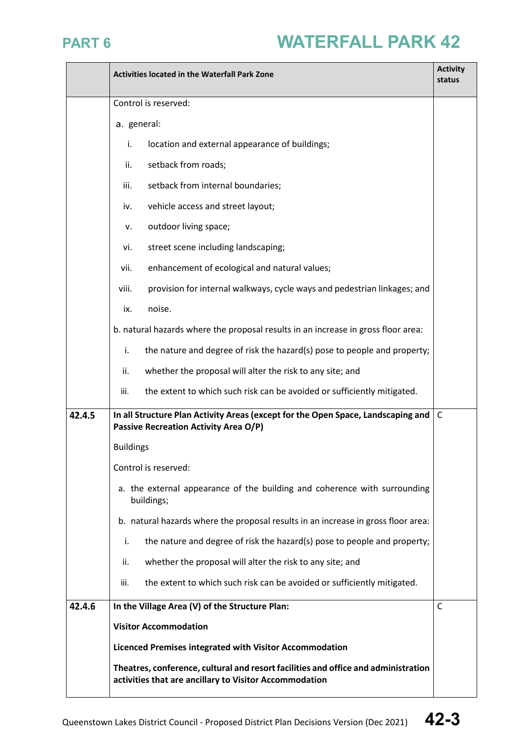| | Activities located in the Waterfall Park Zone | Activity status |
|---|---|---|
| | Control is reserved:<br><br>a. general:<br><br>i. location and external appearance of buildings;<br>ii. setback from roads;<br>iii. setback from internal boundaries;<br>iv. vehicle access and street layout;<br>v. outdoor living space;<br>vi. street scene including landscaping;<br>vii. enhancement of ecological and natural values;<br>viii. provision for internal walkways, cycle ways and pedestrian linkages; and<br>ix. noise.<br><br>b. natural hazards where the proposal results in an increase in gross floor area:<br><br>i. the nature and degree of risk the hazard(s) pose to people and property;<br>ii. whether the proposal will alter the risk to any site; and<br>iii. the extent to which such risk can be avoided or sufficiently mitigated. | |
| **42.4.5** | **In all Structure Plan Activity Areas (except for the Open Space, Landscaping and Passive Recreation Activity Area O/P)**<br><br>Buildings<br><br>Control is reserved:<br><br>a. the external appearance of the building and coherence with surrounding buildings;<br>b. natural hazards where the proposal results in an increase in gross floor area:<br><br>i. the nature and degree of risk the hazard(s) pose to people and property;<br>ii. whether the proposal will alter the risk to any site; and<br>iii. the extent to which such risk can be avoided or sufficiently mitigated. | C |
| **42.4.6** | **In the Village Area (V) of the Structure Plan:**<br><br>**Visitor Accommodation**<br><br>**Licenced Premises integrated with Visitor Accommodation**<br><br>**Theatres, conference, cultural and resort facilities and office and administration activities that are ancillary to Visitor Accommodation** | C |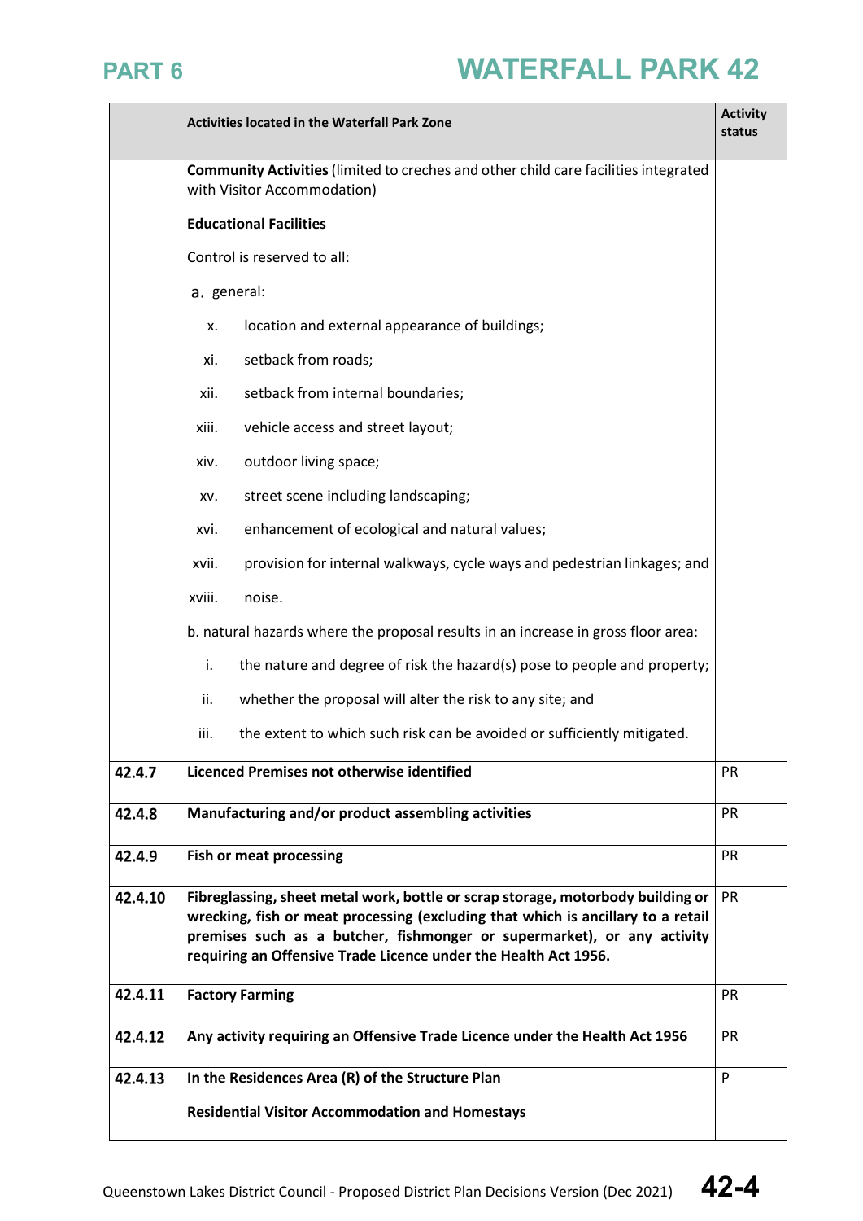| | Activities located in the Waterfall Park Zone | Activity status |
|---|---|---|
| | **Community Activities** (limited to creches and other child care facilities integrated with Visitor Accommodation)<br><br>**Educational Facilities**<br><br>Control is reserved to all:<br><br>a. general:<br><br>x. location and external appearance of buildings;<br><br>xi. setback from roads;<br><br>xii. setback from internal boundaries;<br><br>xiii. vehicle access and street layout;<br><br>xiv. outdoor living space;<br><br>xv. street scene including landscaping;<br><br>xvi. enhancement of ecological and natural values;<br><br>xvii. provision for internal walkways, cycle ways and pedestrian linkages; and<br><br>xviii. noise.<br><br>b. natural hazards where the proposal results in an increase in gross floor area:<br><br>i. the nature and degree of risk the hazard(s) pose to people and property;<br><br>ii. whether the proposal will alter the risk to any site; and<br><br>iii. the extent to which such risk can be avoided or sufficiently mitigated. | |
| **42.4.7** | **Licenced Premises not otherwise identified** | PR |
| **42.4.8** | **Manufacturing and/or product assembling activities** | PR |
| **42.4.9** | **Fish or meat processing** | PR |
| **42.4.10** | **Fibreglassing, sheet metal work, bottle or scrap storage, motorbody building or wrecking, fish or meat processing (excluding that which is ancillary to a retail premises such as a butcher, fishmonger or supermarket), or any activity requiring an Offensive Trade Licence under the Health Act 1956.** | PR |
| **42.4.11** | **Factory Farming** | PR |
| **42.4.12** | **Any activity requiring an Offensive Trade Licence under the Health Act 1956** | PR |
| **42.4.13** | **In the Residences Area (R) of the Structure Plan**<br><br>**Residential Visitor Accommodation and Homestays** | P |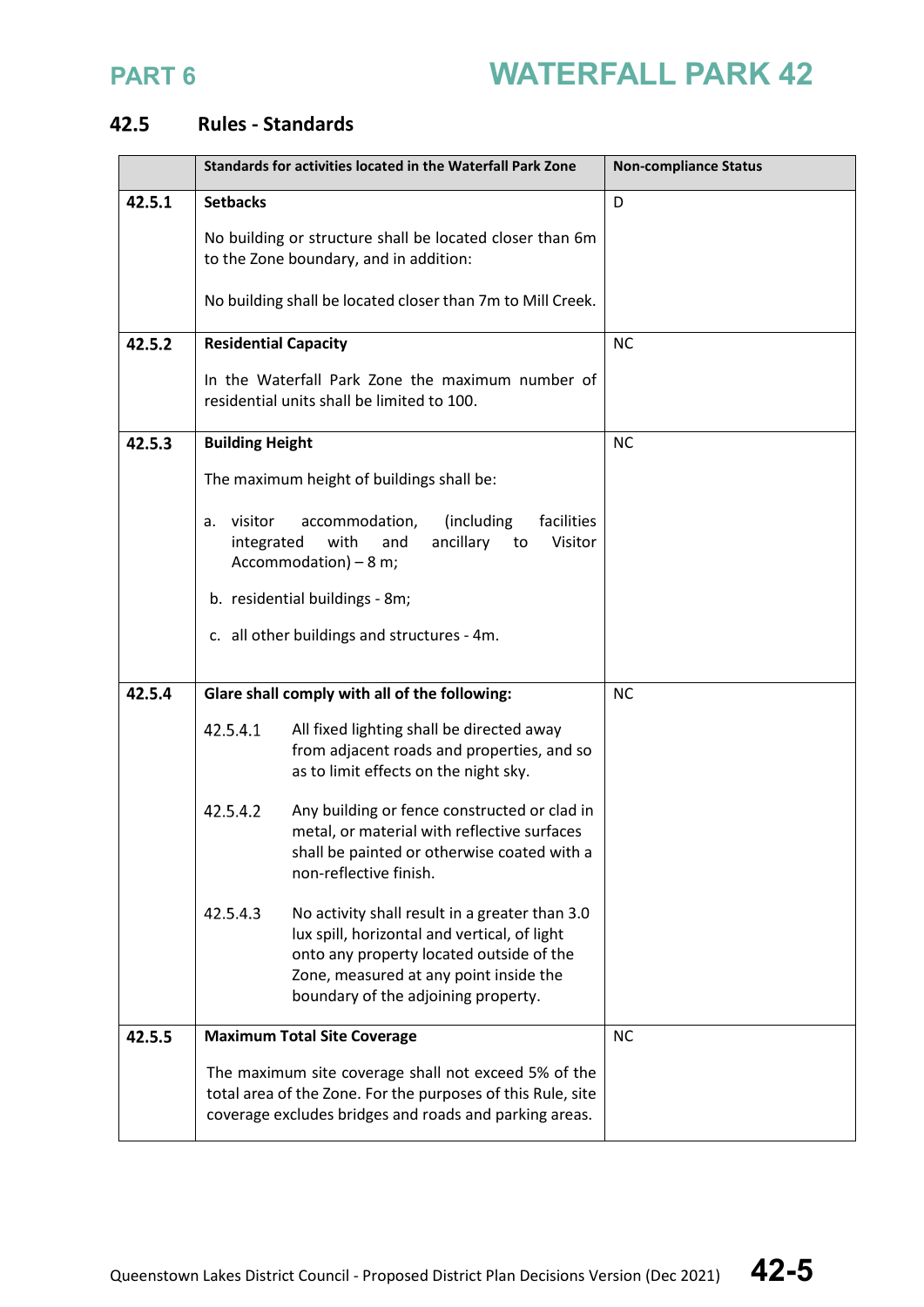## 42.5 Rules - Standards

| | Standards for activities located in the Waterfall Park Zone | Non-compliance Status |
|---|---|---|
| 42.5.1 | **Setbacks**<br><br>No building or structure shall be located closer than 6m to the Zone boundary, and in addition:<br><br>No building shall be located closer than 7m to Mill Creek. | D |
| 42.5.2 | **Residential Capacity**<br><br>In the Waterfall Park Zone the maximum number of residential units shall be limited to 100. | NC |
| 42.5.3 | **Building Height**<br><br>The maximum height of buildings shall be:<br><br>a. visitor accommodation, (including facilities integrated with and ancillary to Visitor Accommodation) – 8 m;<br><br>b. residential buildings - 8m;<br><br>c. all other buildings and structures - 4m. | NC |
| 42.5.4 | **Glare shall comply with all of the following:**<br><br>42.5.4.1 All fixed lighting shall be directed away from adjacent roads and properties, and so as to limit effects on the night sky.<br><br>42.5.4.2 Any building or fence constructed or clad in metal, or material with reflective surfaces shall be painted or otherwise coated with a non-reflective finish.<br><br>42.5.4.3 No activity shall result in a greater than 3.0 lux spill, horizontal and vertical, of light onto any property located outside of the Zone, measured at any point inside the boundary of the adjoining property. | NC |
| 42.5.5 | **Maximum Total Site Coverage**<br><br>The maximum site coverage shall not exceed 5% of the total area of the Zone. For the purposes of this Rule, site coverage excludes bridges and roads and parking areas. | NC |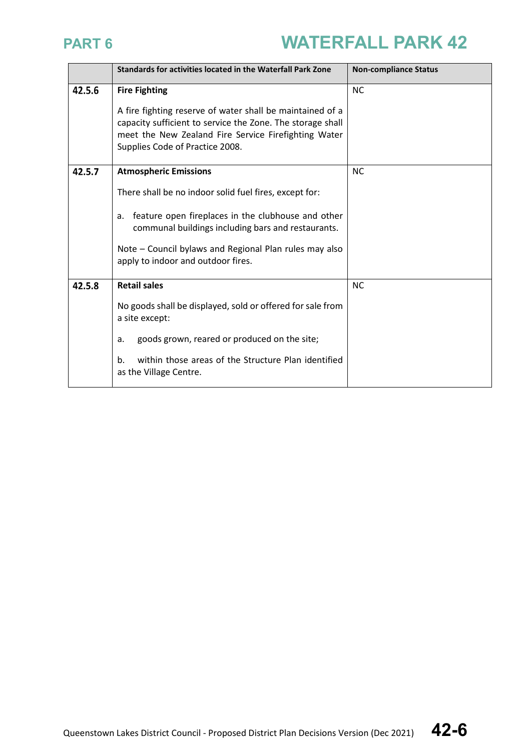| | Standards for activities located in the Waterfall Park Zone | Non-compliance Status |
|---|---|---|
| 42.5.6 | **Fire Fighting**<br><br>A fire fighting reserve of water shall be maintained of a capacity sufficient to service the Zone. The storage shall meet the New Zealand Fire Service Firefighting Water Supplies Code of Practice 2008. | NC |
| 42.5.7 | **Atmospheric Emissions**<br><br>There shall be no indoor solid fuel fires, except for:<br><br>a. feature open fireplaces in the clubhouse and other communal buildings including bars and restaurants.<br><br>Note – Council bylaws and Regional Plan rules may also apply to indoor and outdoor fires. | NC |
| 42.5.8 | **Retail sales**<br><br>No goods shall be displayed, sold or offered for sale from a site except:<br><br>a. goods grown, reared or produced on the site;<br><br>b. within those areas of the Structure Plan identified as the Village Centre. | NC |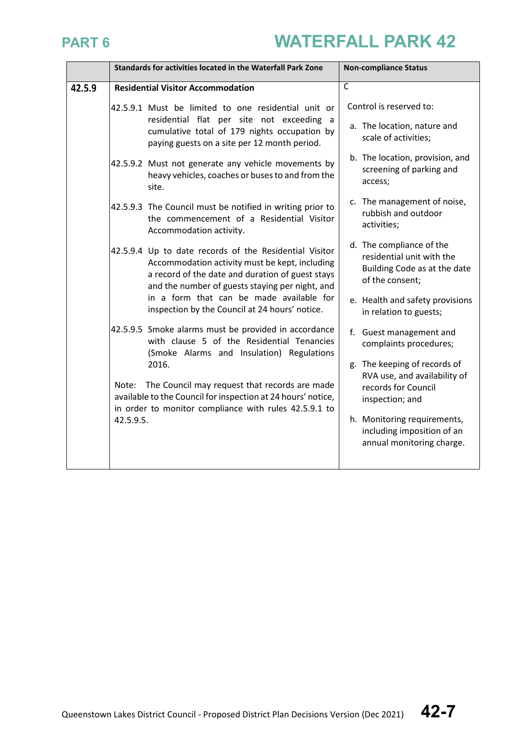| | Standards for activities located in the Waterfall Park Zone | Non-compliance Status |
|---|---|---|
| 42.5.9 | **Residential Visitor Accommodation**<br><br>42.5.9.1 Must be limited to one residential unit or residential flat per site not exceeding a cumulative total of 179 nights occupation by paying guests on a site per 12 month period.<br><br>42.5.9.2 Must not generate any vehicle movements by heavy vehicles, coaches or buses to and from the site.<br><br>42.5.9.3 The Council must be notified in writing prior to the commencement of a Residential Visitor Accommodation activity.<br><br>42.5.9.4 Up to date records of the Residential Visitor Accommodation activity must be kept, including a record of the date and duration of guest stays and the number of guests staying per night, and in a form that can be made available for inspection by the Council at 24 hours' notice.<br><br>42.5.9.5 Smoke alarms must be provided in accordance with clause 5 of the Residential Tenancies (Smoke Alarms and Insulation) Regulations 2016.<br><br>Note: The Council may request that records are made available to the Council for inspection at 24 hours' notice, in order to monitor compliance with rules 42.5.9.1 to 42.5.9.5. | C<br><br>Control is reserved to:<br><br>a. The location, nature and scale of activities;<br><br>b. The location, provision, and screening of parking and access;<br><br>c. The management of noise, rubbish and outdoor activities;<br><br>d. The compliance of the residential unit with the Building Code as at the date of the consent;<br><br>e. Health and safety provisions in relation to guests;<br><br>f. Guest management and complaints procedures;<br><br>g. The keeping of records of RVA use, and availability of records for Council inspection; and<br><br>h. Monitoring requirements, including imposition of an annual monitoring charge. |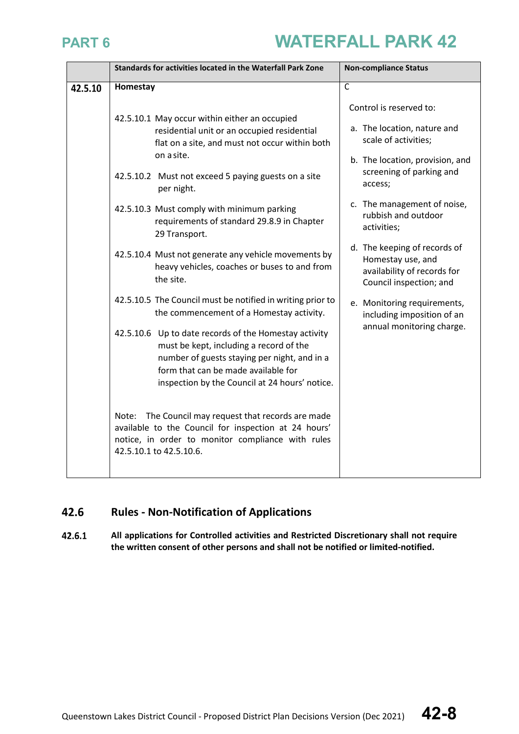| | Standards for activities located in the Waterfall Park Zone | Non-compliance Status |
|---|---|---|
| 42.5.10 | **Homestay**<br><br>42.5.10.1 May occur within either an occupied residential unit or an occupied residential flat on a site, and must not occur within both on a site.<br><br>42.5.10.2 Must not exceed 5 paying guests on a site per night.<br><br>42.5.10.3 Must comply with minimum parking requirements of standard 29.8.9 in Chapter 29 Transport.<br><br>42.5.10.4 Must not generate any vehicle movements by heavy vehicles, coaches or buses to and from the site.<br><br>42.5.10.5 The Council must be notified in writing prior to the commencement of a Homestay activity.<br><br>42.5.10.6 Up to date records of the Homestay activity must be kept, including a record of the number of guests staying per night, and in a form that can be made available for inspection by the Council at 24 hours' notice.<br><br>Note: The Council may request that records are made available to the Council for inspection at 24 hours' notice, in order to monitor compliance with rules 42.5.10.1 to 42.5.10.6. | C<br><br>Control is reserved to:<br><br>a. The location, nature and scale of activities;<br><br>b. The location, provision, and screening of parking and access;<br><br>c. The management of noise, rubbish and outdoor activities;<br><br>d. The keeping of records of Homestay use, and availability of records for Council inspection; and<br><br>e. Monitoring requirements, including imposition of an annual monitoring charge. |

## 42.6 Rules - Non-Notification of Applications

**42.6.1** **All applications for Controlled activities and Restricted Discretionary shall not require the written consent of other persons and shall not be notified or limited-notified.**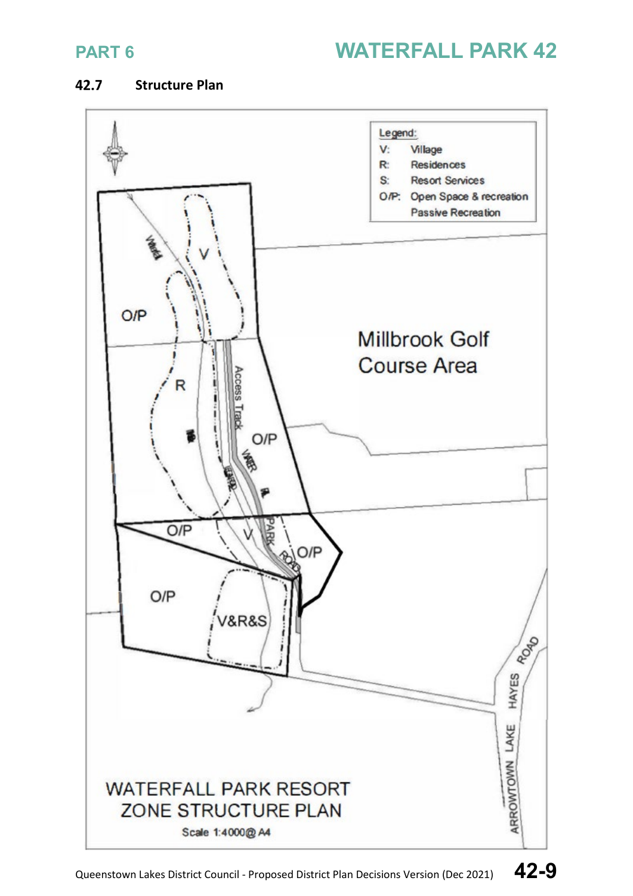## 42.7 Structure Plan

Legend:

V: Village

R: Residences

S: Resort Services

O/P: Open Space & recreation Passive Recreation

Millbrook Golf Course Area

V

O/P

R

Access Track

O/P

PARK ROAD

O/P

V

O/P

O/P

V&R&S

ARROWTOWN LAKE HAYES ROAD

WATERFALL PARK RESORT ZONE STRUCTURE PLAN

Scale 1:4000@ A4